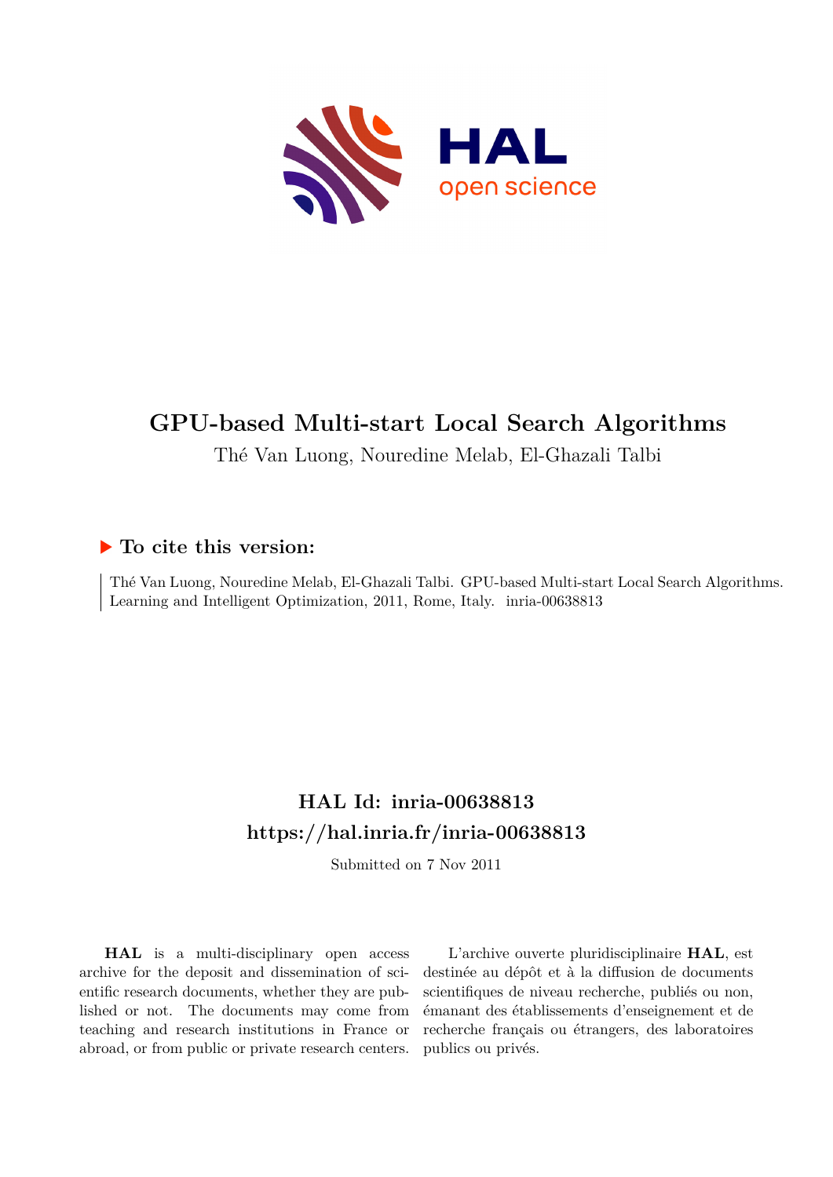# GPU-based Multi-start Local Search Algorithms

Thé Van Luong, Nouredine Melab, El-Ghazali Talbi

## ▶ To cite this version:

Thé Van Luong, Nouredine Melab, El-Ghazali Talbi. GPU-based Multi-start Local Search Algorithms. Learning and Intelligent Optimization, 2011, Rome, Italy. inria-00638813

## HAL Id: inria-00638813

## https://hal.inria.fr/inria-00638813

Submitted on 7 Nov 2011

**HAL** is a multi-disciplinary open access archive for the deposit and dissemination of scientific research documents, whether they are published or not. The documents may come from teaching and research institutions in France or abroad, or from public or private research centers.

L'archive ouverte pluridisciplinaire **HAL**, est destinée au dépôt et à la diffusion de documents scientifiques de niveau recherche, publiés ou non, émanant des établissements d'enseignement et de recherche français ou étrangers, des laboratoires publics ou privés.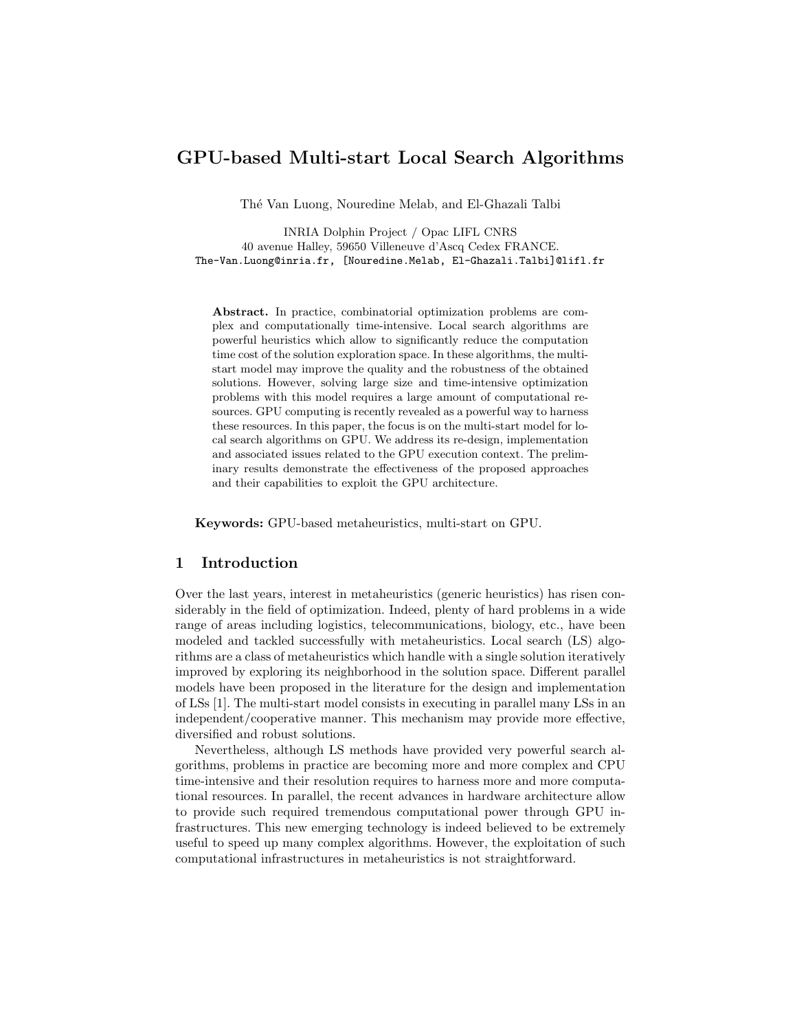# GPU-based Multi-start Local Search Algorithms

Thé Van Luong, Nouredine Melab, and El-Ghazali Talbi

INRIA Dolphin Project / Opac LIFL CNRS
40 avenue Halley, 59650 Villeneuve d'Ascq Cedex FRANCE.
The-Van.Luong@inria.fr, [Nouredine.Melab, El-Ghazali.Talbi]@lifl.fr

**Abstract.** In practice, combinatorial optimization problems are complex and computationally time-intensive. Local search algorithms are powerful heuristics which allow to significantly reduce the computation time cost of the solution exploration space. In these algorithms, the multi-start model may improve the quality and the robustness of the obtained solutions. However, solving large size and time-intensive optimization problems with this model requires a large amount of computational resources. GPU computing is recently revealed as a powerful way to harness these resources. In this paper, the focus is on the multi-start model for local search algorithms on GPU. We address its re-design, implementation and associated issues related to the GPU execution context. The preliminary results demonstrate the effectiveness of the proposed approaches and their capabilities to exploit the GPU architecture.

**Keywords:** GPU-based metaheuristics, multi-start on GPU.

## 1 Introduction

Over the last years, interest in metaheuristics (generic heuristics) has risen considerably in the field of optimization. Indeed, plenty of hard problems in a wide range of areas including logistics, telecommunications, biology, etc., have been modeled and tackled successfully with metaheuristics. Local search (LS) algorithms are a class of metaheuristics which handle with a single solution iteratively improved by exploring its neighborhood in the solution space. Different parallel models have been proposed in the literature for the design and implementation of LSs [1]. The multi-start model consists in executing in parallel many LSs in an independent/cooperative manner. This mechanism may provide more effective, diversified and robust solutions.

Nevertheless, although LS methods have provided very powerful search algorithms, problems in practice are becoming more and more complex and CPU time-intensive and their resolution requires to harness more and more computational resources. In parallel, the recent advances in hardware architecture allow to provide such required tremendous computational power through GPU infrastructures. This new emerging technology is indeed believed to be extremely useful to speed up many complex algorithms. However, the exploitation of such computational infrastructures in metaheuristics is not straightforward.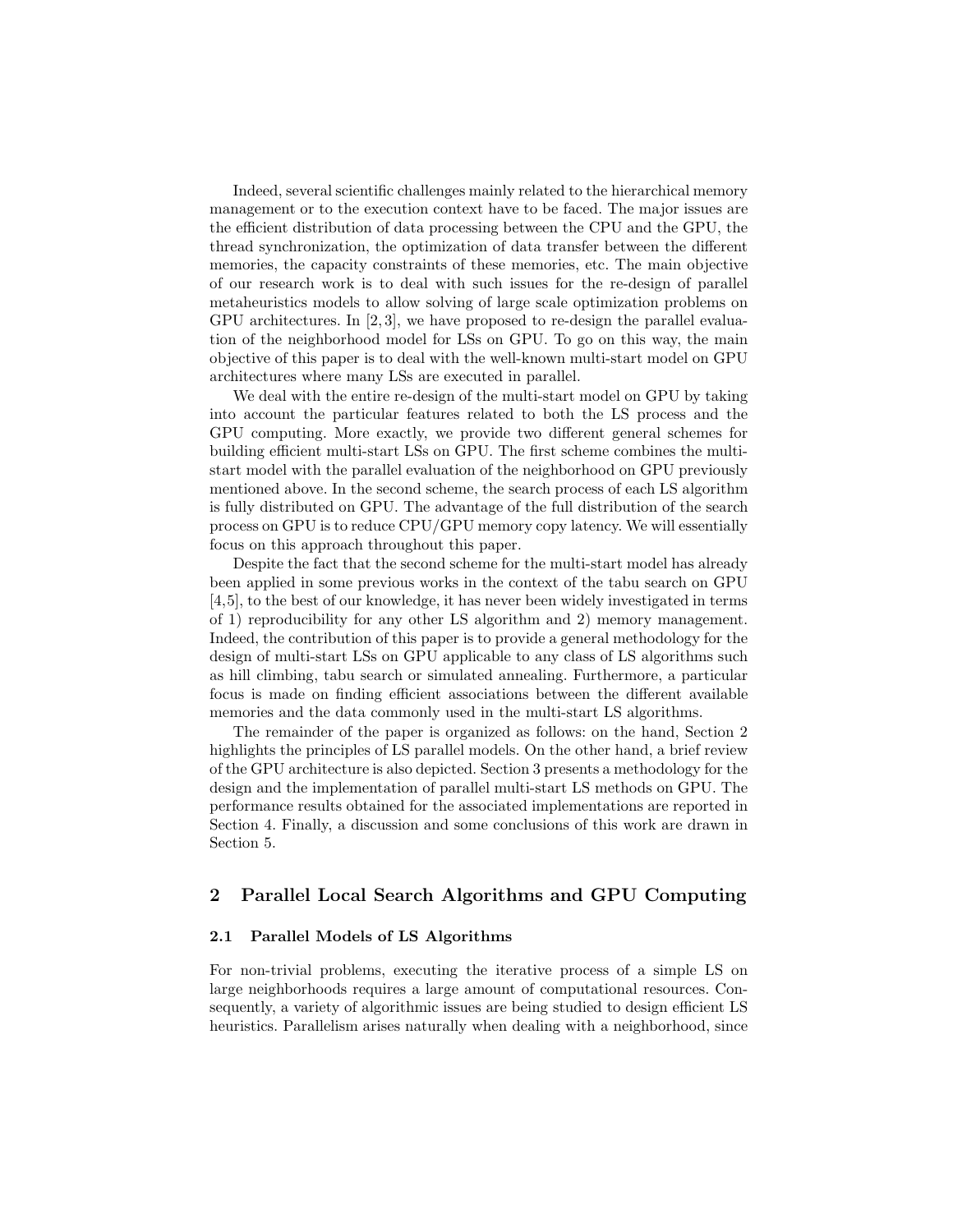Indeed, several scientific challenges mainly related to the hierarchical memory management or to the execution context have to be faced. The major issues are the efficient distribution of data processing between the CPU and the GPU, the thread synchronization, the optimization of data transfer between the different memories, the capacity constraints of these memories, etc. The main objective of our research work is to deal with such issues for the re-design of parallel metaheuristics models to allow solving of large scale optimization problems on GPU architectures. In [2, 3], we have proposed to re-design the parallel evaluation of the neighborhood model for LSs on GPU. To go on this way, the main objective of this paper is to deal with the well-known multi-start model on GPU architectures where many LSs are executed in parallel.

We deal with the entire re-design of the multi-start model on GPU by taking into account the particular features related to both the LS process and the GPU computing. More exactly, we provide two different general schemes for building efficient multi-start LSs on GPU. The first scheme combines the multi-start model with the parallel evaluation of the neighborhood on GPU previously mentioned above. In the second scheme, the search process of each LS algorithm is fully distributed on GPU. The advantage of the full distribution of the search process on GPU is to reduce CPU/GPU memory copy latency. We will essentially focus on this approach throughout this paper.

Despite the fact that the second scheme for the multi-start model has already been applied in some previous works in the context of the tabu search on GPU [4,5], to the best of our knowledge, it has never been widely investigated in terms of 1) reproducibility for any other LS algorithm and 2) memory management. Indeed, the contribution of this paper is to provide a general methodology for the design of multi-start LSs on GPU applicable to any class of LS algorithms such as hill climbing, tabu search or simulated annealing. Furthermore, a particular focus is made on finding efficient associations between the different available memories and the data commonly used in the multi-start LS algorithms.

The remainder of the paper is organized as follows: on the hand, Section 2 highlights the principles of LS parallel models. On the other hand, a brief review of the GPU architecture is also depicted. Section 3 presents a methodology for the design and the implementation of parallel multi-start LS methods on GPU. The performance results obtained for the associated implementations are reported in Section 4. Finally, a discussion and some conclusions of this work are drawn in Section 5.

## 2 Parallel Local Search Algorithms and GPU Computing

### 2.1 Parallel Models of LS Algorithms

For non-trivial problems, executing the iterative process of a simple LS on large neighborhoods requires a large amount of computational resources. Consequently, a variety of algorithmic issues are being studied to design efficient LS heuristics. Parallelism arises naturally when dealing with a neighborhood, since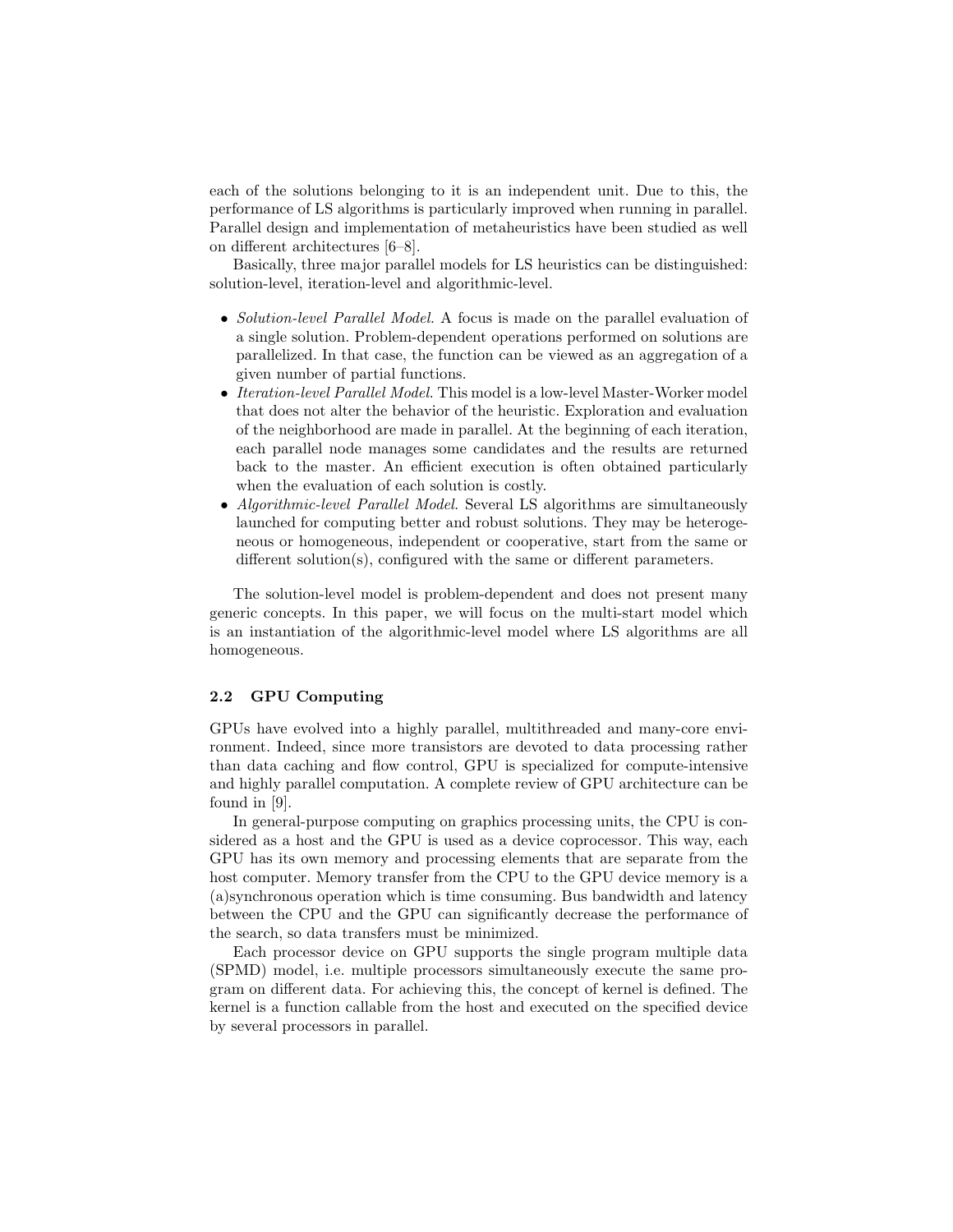each of the solutions belonging to it is an independent unit. Due to this, the performance of LS algorithms is particularly improved when running in parallel. Parallel design and implementation of metaheuristics have been studied as well on different architectures [6–8].

Basically, three major parallel models for LS heuristics can be distinguished: solution-level, iteration-level and algorithmic-level.

- *Solution-level Parallel Model.* A focus is made on the parallel evaluation of a single solution. Problem-dependent operations performed on solutions are parallelized. In that case, the function can be viewed as an aggregation of a given number of partial functions.
- *Iteration-level Parallel Model.* This model is a low-level Master-Worker model that does not alter the behavior of the heuristic. Exploration and evaluation of the neighborhood are made in parallel. At the beginning of each iteration, each parallel node manages some candidates and the results are returned back to the master. An efficient execution is often obtained particularly when the evaluation of each solution is costly.
- *Algorithmic-level Parallel Model.* Several LS algorithms are simultaneously launched for computing better and robust solutions. They may be heterogeneous or homogeneous, independent or cooperative, start from the same or different solution(s), configured with the same or different parameters.

The solution-level model is problem-dependent and does not present many generic concepts. In this paper, we will focus on the multi-start model which is an instantiation of the algorithmic-level model where LS algorithms are all homogeneous.

### 2.2 GPU Computing

GPUs have evolved into a highly parallel, multithreaded and many-core environment. Indeed, since more transistors are devoted to data processing rather than data caching and flow control, GPU is specialized for compute-intensive and highly parallel computation. A complete review of GPU architecture can be found in [9].

In general-purpose computing on graphics processing units, the CPU is considered as a host and the GPU is used as a device coprocessor. This way, each GPU has its own memory and processing elements that are separate from the host computer. Memory transfer from the CPU to the GPU device memory is a (a)synchronous operation which is time consuming. Bus bandwidth and latency between the CPU and the GPU can significantly decrease the performance of the search, so data transfers must be minimized.

Each processor device on GPU supports the single program multiple data (SPMD) model, i.e. multiple processors simultaneously execute the same program on different data. For achieving this, the concept of kernel is defined. The kernel is a function callable from the host and executed on the specified device by several processors in parallel.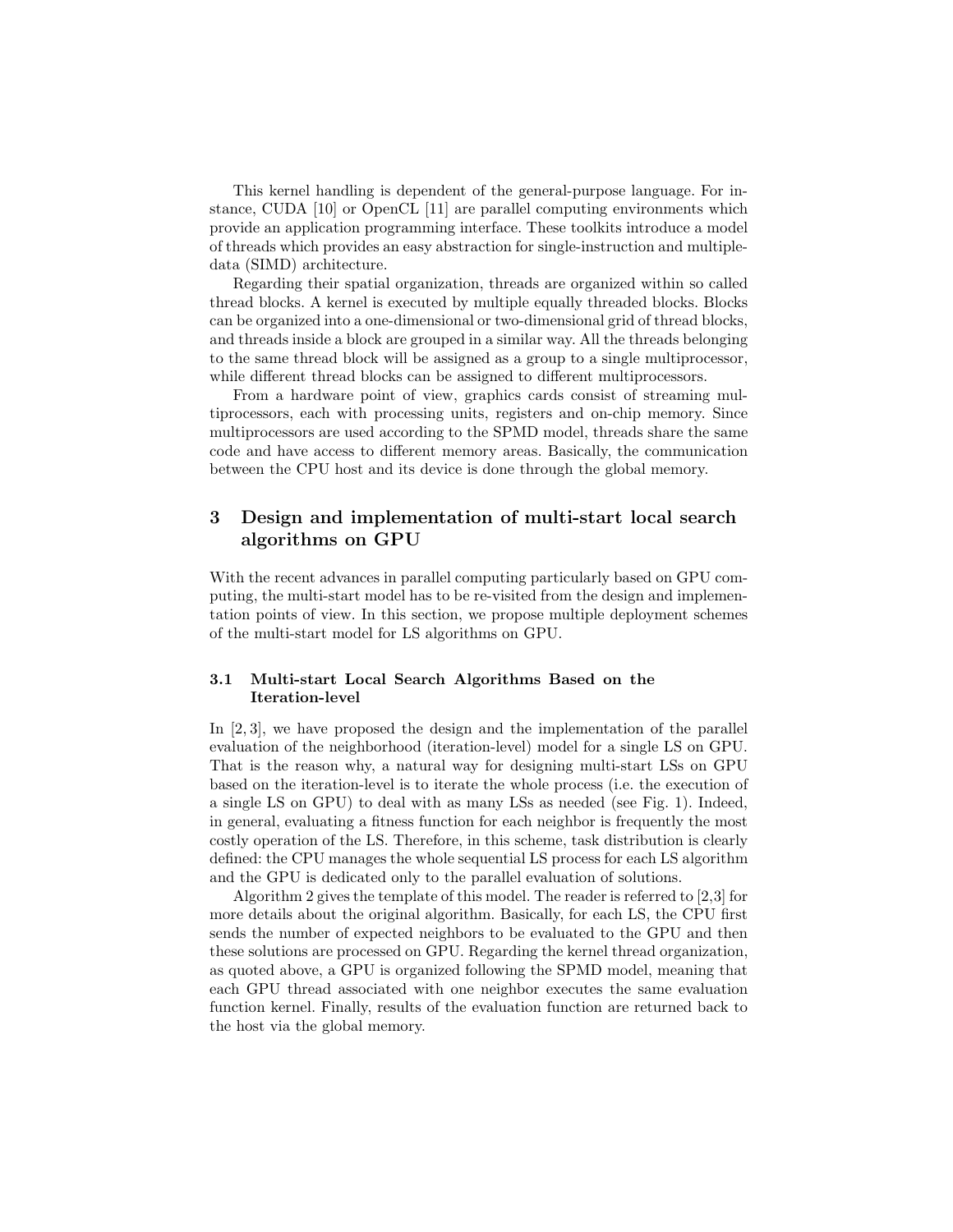This kernel handling is dependent of the general-purpose language. For instance, CUDA [10] or OpenCL [11] are parallel computing environments which provide an application programming interface. These toolkits introduce a model of threads which provides an easy abstraction for single-instruction and multiple-data (SIMD) architecture.

Regarding their spatial organization, threads are organized within so called thread blocks. A kernel is executed by multiple equally threaded blocks. Blocks can be organized into a one-dimensional or two-dimensional grid of thread blocks, and threads inside a block are grouped in a similar way. All the threads belonging to the same thread block will be assigned as a group to a single multiprocessor, while different thread blocks can be assigned to different multiprocessors.

From a hardware point of view, graphics cards consist of streaming multiprocessors, each with processing units, registers and on-chip memory. Since multiprocessors are used according to the SPMD model, threads share the same code and have access to different memory areas. Basically, the communication between the CPU host and its device is done through the global memory.

## 3 Design and implementation of multi-start local search algorithms on GPU

With the recent advances in parallel computing particularly based on GPU computing, the multi-start model has to be re-visited from the design and implementation points of view. In this section, we propose multiple deployment schemes of the multi-start model for LS algorithms on GPU.

### 3.1 Multi-start Local Search Algorithms Based on the Iteration-level

In [2, 3], we have proposed the design and the implementation of the parallel evaluation of the neighborhood (iteration-level) model for a single LS on GPU. That is the reason why, a natural way for designing multi-start LSs on GPU based on the iteration-level is to iterate the whole process (i.e. the execution of a single LS on GPU) to deal with as many LSs as needed (see Fig. 1). Indeed, in general, evaluating a fitness function for each neighbor is frequently the most costly operation of the LS. Therefore, in this scheme, task distribution is clearly defined: the CPU manages the whole sequential LS process for each LS algorithm and the GPU is dedicated only to the parallel evaluation of solutions.

Algorithm 2 gives the template of this model. The reader is referred to [2,3] for more details about the original algorithm. Basically, for each LS, the CPU first sends the number of expected neighbors to be evaluated to the GPU and then these solutions are processed on GPU. Regarding the kernel thread organization, as quoted above, a GPU is organized following the SPMD model, meaning that each GPU thread associated with one neighbor executes the same evaluation function kernel. Finally, results of the evaluation function are returned back to the host via the global memory.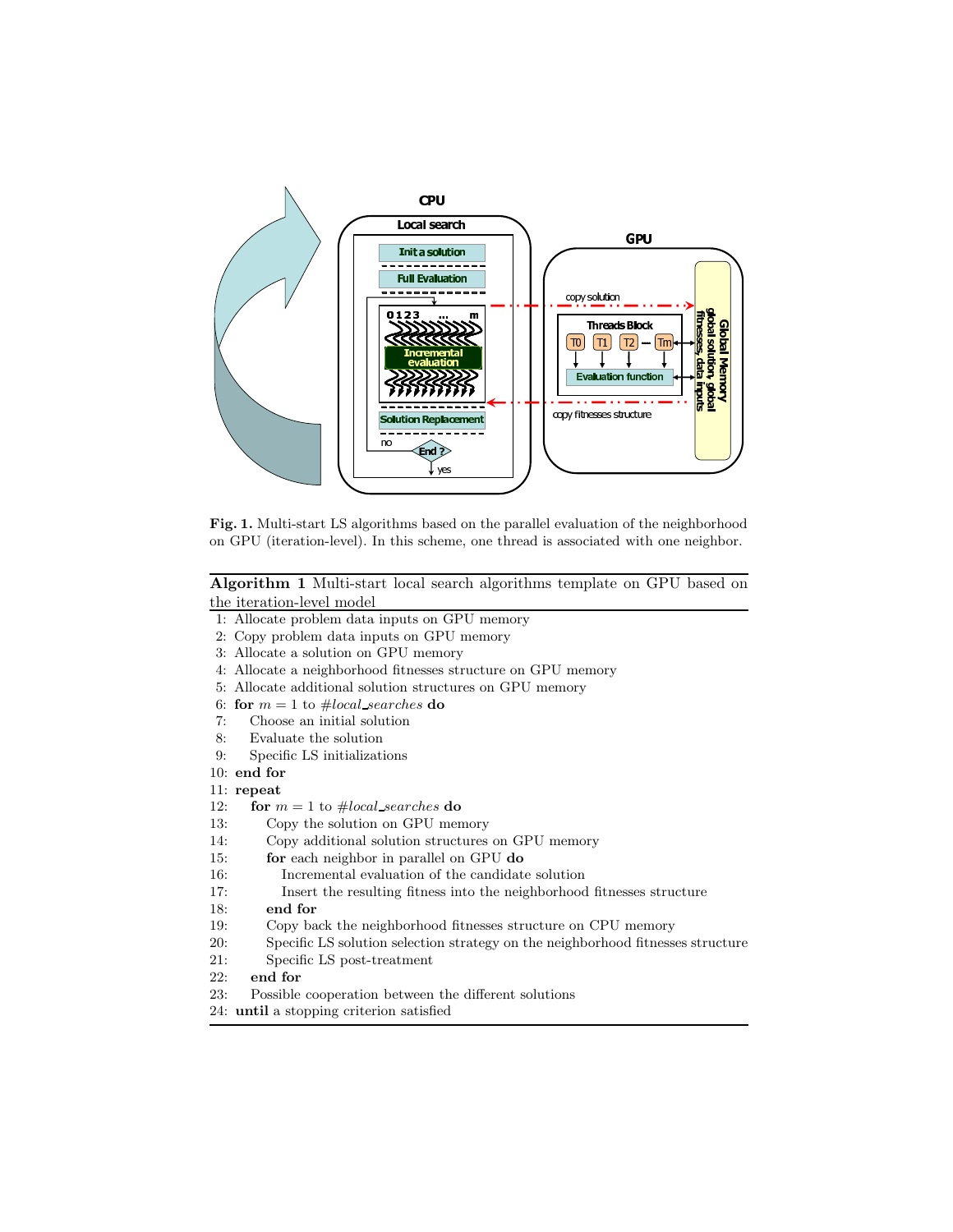**Fig. 1.** Multi-start LS algorithms based on the parallel evaluation of the neighborhood on GPU (iteration-level). In this scheme, one thread is associated with one neighbor.

**Algorithm 1** Multi-start local search algorithms template on GPU based on the iteration-level model

```
1:  Allocate problem data inputs on GPU memory
2:  Copy problem data inputs on GPU memory
3:  Allocate a solution on GPU memory
4:  Allocate a neighborhood fitnesses structure on GPU memory
5:  Allocate additional solution structures on GPU memory
6:  for m = 1 to #local_searches do
7:      Choose an initial solution
8:      Evaluate the solution
9:      Specific LS initializations
10: end for
11: repeat
12:     for m = 1 to #local_searches do
13:         Copy the solution on GPU memory
14:         Copy additional solution structures on GPU memory
15:         for each neighbor in parallel on GPU do
16:             Incremental evaluation of the candidate solution
17:             Insert the resulting fitness into the neighborhood fitnesses structure
18:         end for
19:         Copy back the neighborhood fitnesses structure on CPU memory
20:         Specific LS solution selection strategy on the neighborhood fitnesses structure
21:         Specific LS post-treatment
22:     end for
23:     Possible cooperation between the different solutions
24: until a stopping criterion satisfied
```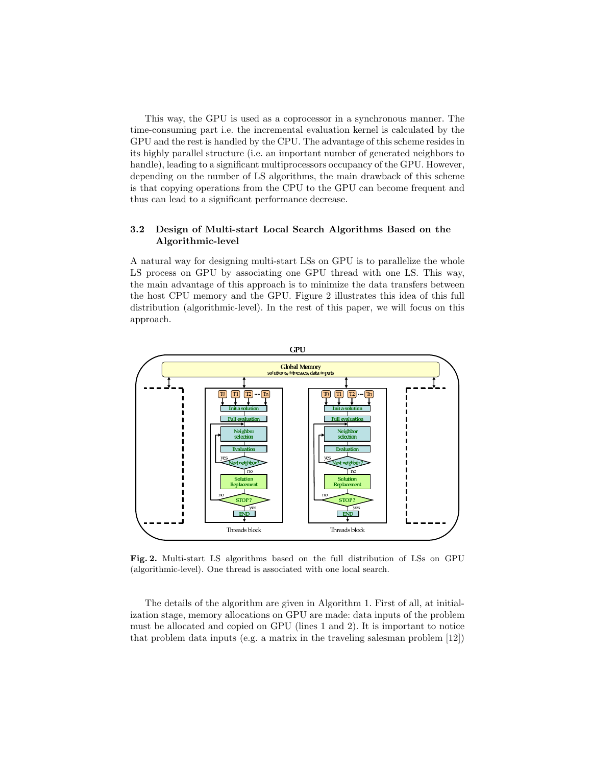This way, the GPU is used as a coprocessor in a synchronous manner. The time-consuming part i.e. the incremental evaluation kernel is calculated by the GPU and the rest is handled by the CPU. The advantage of this scheme resides in its highly parallel structure (i.e. an important number of generated neighbors to handle), leading to a significant multiprocessors occupancy of the GPU. However, depending on the number of LS algorithms, the main drawback of this scheme is that copying operations from the CPU to the GPU can become frequent and thus can lead to a significant performance decrease.

### 3.2 Design of Multi-start Local Search Algorithms Based on the Algorithmic-level

A natural way for designing multi-start LSs on GPU is to parallelize the whole LS process on GPU by associating one GPU thread with one LS. This way, the main advantage of this approach is to minimize the data transfers between the host CPU memory and the GPU. Figure 2 illustrates this idea of this full distribution (algorithmic-level). In the rest of this paper, we will focus on this approach.

**Fig. 2.** Multi-start LS algorithms based on the full distribution of LSs on GPU (algorithmic-level). One thread is associated with one local search.

The details of the algorithm are given in Algorithm 1. First of all, at initialization stage, memory allocations on GPU are made: data inputs of the problem must be allocated and copied on GPU (lines 1 and 2). It is important to notice that problem data inputs (e.g. a matrix in the traveling salesman problem [12])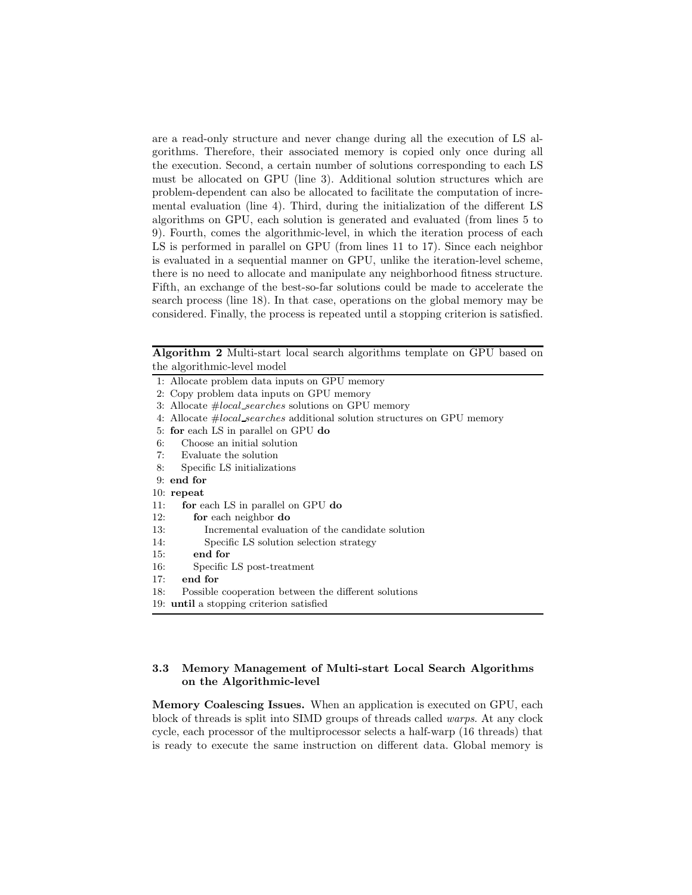are a read-only structure and never change during all the execution of LS algorithms. Therefore, their associated memory is copied only once during all the execution. Second, a certain number of solutions corresponding to each LS must be allocated on GPU (line 3). Additional solution structures which are problem-dependent can also be allocated to facilitate the computation of incremental evaluation (line 4). Third, during the initialization of the different LS algorithms on GPU, each solution is generated and evaluated (from lines 5 to 9). Fourth, comes the algorithmic-level, in which the iteration process of each LS is performed in parallel on GPU (from lines 11 to 17). Since each neighbor is evaluated in a sequential manner on GPU, unlike the iteration-level scheme, there is no need to allocate and manipulate any neighborhood fitness structure. Fifth, an exchange of the best-so-far solutions could be made to accelerate the search process (line 18). In that case, operations on the global memory may be considered. Finally, the process is repeated until a stopping criterion is satisfied.

**Algorithm 2** Multi-start local search algorithms template on GPU based on the algorithmic-level model

```
1: Allocate problem data inputs on GPU memory
2: Copy problem data inputs on GPU memory
3: Allocate #local_searches solutions on GPU memory
4: Allocate #local_searches additional solution structures on GPU memory
5: for each LS in parallel on GPU do
6:    Choose an initial solution
7:    Evaluate the solution
8:    Specific LS initializations
9: end for
10: repeat
11:    for each LS in parallel on GPU do
12:       for each neighbor do
13:          Incremental evaluation of the candidate solution
14:          Specific LS solution selection strategy
15:       end for
16:       Specific LS post-treatment
17:    end for
18:    Possible cooperation between the different solutions
19: until a stopping criterion satisfied
```

### 3.3 Memory Management of Multi-start Local Search Algorithms on the Algorithmic-level

**Memory Coalescing Issues.** When an application is executed on GPU, each block of threads is split into SIMD groups of threads called *warps*. At any clock cycle, each processor of the multiprocessor selects a half-warp (16 threads) that is ready to execute the same instruction on different data. Global memory is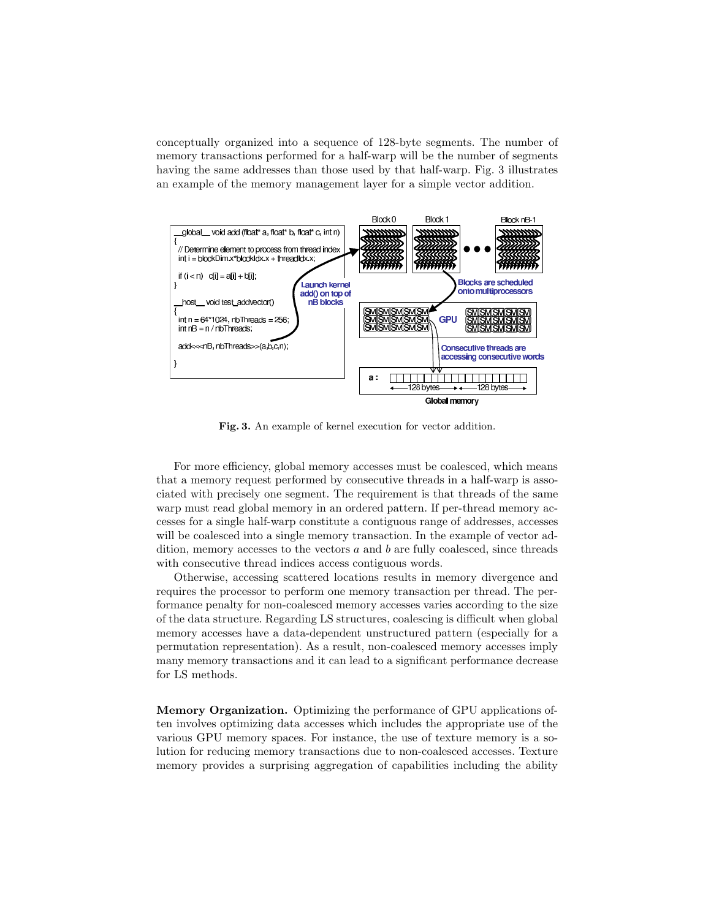conceptually organized into a sequence of 128-byte segments. The number of memory transactions performed for a half-warp will be the number of segments having the same addresses than those used by that half-warp. Fig. 3 illustrates an example of the memory management layer for a simple vector addition.

```
__global__ void add (float* a, float* b, float* c, int n)
{
  // Determine element to process from thread index
  int i = blockDim.x*blockIdx.x + threadIdx.x;

  if (i < n)  c[i] = a[i] + b[i];
}

__host__ void test_addvector()
{
  int n = 64*1024, nbThreads = 256;
  int nB = n / nbThreads;

  add<<<nB, nbThreads>>>(a,b,c,n);

}
```

Launch kernel add() on top of nB blocks

Block 0

Block 1

Block nB-1

Blocks are scheduled onto multiprocessors

SM

GPU

Consecutive threads are accessing consecutive words

a :

128 bytes

128 bytes

Global memory

**Fig. 3.** An example of kernel execution for vector addition.

For more efficiency, global memory accesses must be coalesced, which means that a memory request performed by consecutive threads in a half-warp is associated with precisely one segment. The requirement is that threads of the same warp must read global memory in an ordered pattern. If per-thread memory accesses for a single half-warp constitute a contiguous range of addresses, accesses will be coalesced into a single memory transaction. In the example of vector addition, memory accesses to the vectors $a$ and $b$ are fully coalesced, since threads with consecutive thread indices access contiguous words.

Otherwise, accessing scattered locations results in memory divergence and requires the processor to perform one memory transaction per thread. The performance penalty for non-coalesced memory accesses varies according to the size of the data structure. Regarding LS structures, coalescing is difficult when global memory accesses have a data-dependent unstructured pattern (especially for a permutation representation). As a result, non-coalesced memory accesses imply many memory transactions and it can lead to a significant performance decrease for LS methods.

**Memory Organization.** Optimizing the performance of GPU applications often involves optimizing data accesses which includes the appropriate use of the various GPU memory spaces. For instance, the use of texture memory is a solution for reducing memory transactions due to non-coalesced accesses. Texture memory provides a surprising aggregation of capabilities including the ability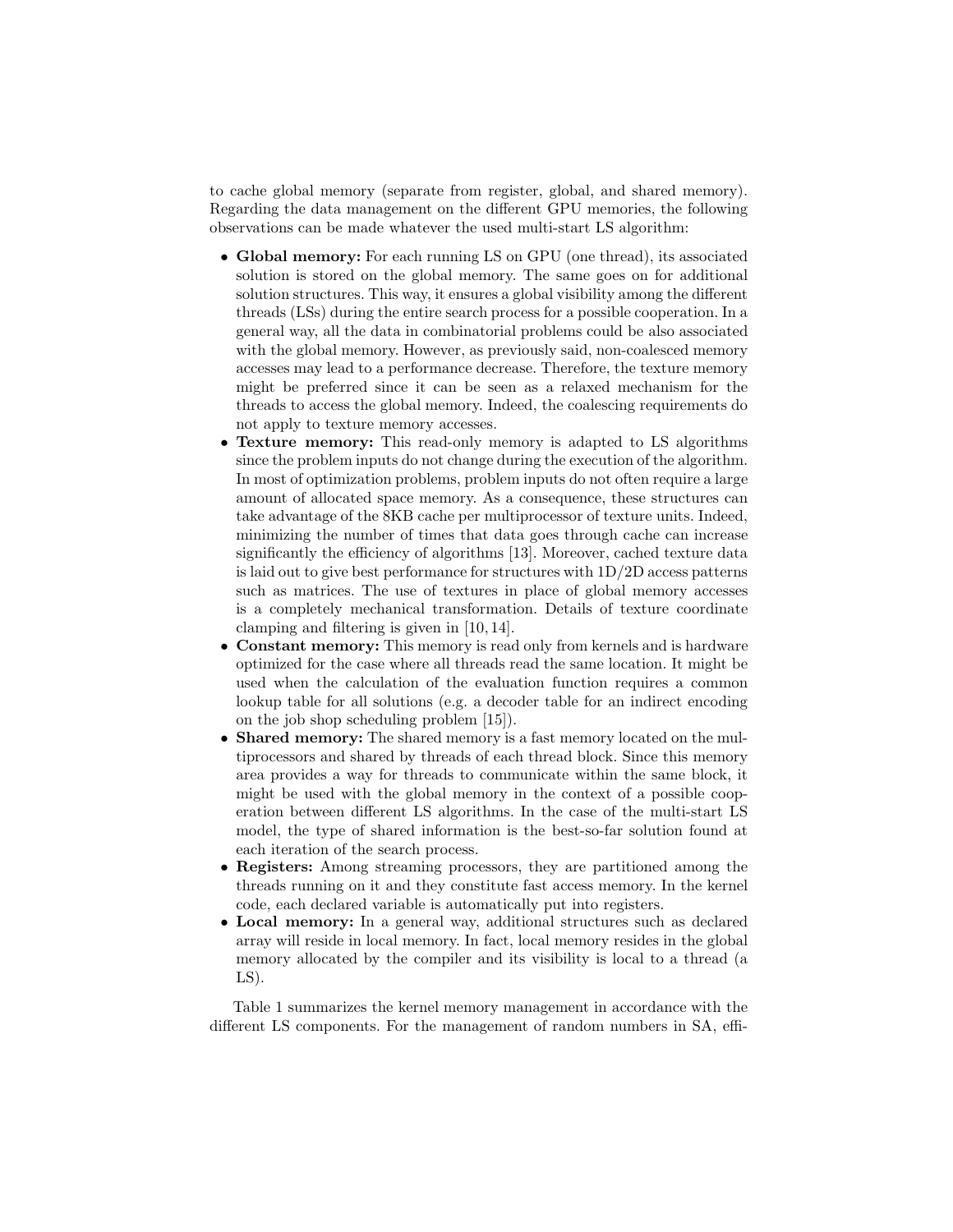to cache global memory (separate from register, global, and shared memory). Regarding the data management on the different GPU memories, the following observations can be made whatever the used multi-start LS algorithm:

- **Global memory:** For each running LS on GPU (one thread), its associated solution is stored on the global memory. The same goes on for additional solution structures. This way, it ensures a global visibility among the different threads (LSs) during the entire search process for a possible cooperation. In a general way, all the data in combinatorial problems could be also associated with the global memory. However, as previously said, non-coalesced memory accesses may lead to a performance decrease. Therefore, the texture memory might be preferred since it can be seen as a relaxed mechanism for the threads to access the global memory. Indeed, the coalescing requirements do not apply to texture memory accesses.
- **Texture memory:** This read-only memory is adapted to LS algorithms since the problem inputs do not change during the execution of the algorithm. In most of optimization problems, problem inputs do not often require a large amount of allocated space memory. As a consequence, these structures can take advantage of the 8KB cache per multiprocessor of texture units. Indeed, minimizing the number of times that data goes through cache can increase significantly the efficiency of algorithms [13]. Moreover, cached texture data is laid out to give best performance for structures with 1D/2D access patterns such as matrices. The use of textures in place of global memory accesses is a completely mechanical transformation. Details of texture coordinate clamping and filtering is given in [10, 14].
- **Constant memory:** This memory is read only from kernels and is hardware optimized for the case where all threads read the same location. It might be used when the calculation of the evaluation function requires a common lookup table for all solutions (e.g. a decoder table for an indirect encoding on the job shop scheduling problem [15]).
- **Shared memory:** The shared memory is a fast memory located on the multiprocessors and shared by threads of each thread block. Since this memory area provides a way for threads to communicate within the same block, it might be used with the global memory in the context of a possible cooperation between different LS algorithms. In the case of the multi-start LS model, the type of shared information is the best-so-far solution found at each iteration of the search process.
- **Registers:** Among streaming processors, they are partitioned among the threads running on it and they constitute fast access memory. In the kernel code, each declared variable is automatically put into registers.
- **Local memory:** In a general way, additional structures such as declared array will reside in local memory. In fact, local memory resides in the global memory allocated by the compiler and its visibility is local to a thread (a LS).

Table 1 summarizes the kernel memory management in accordance with the different LS components. For the management of random numbers in SA, effi-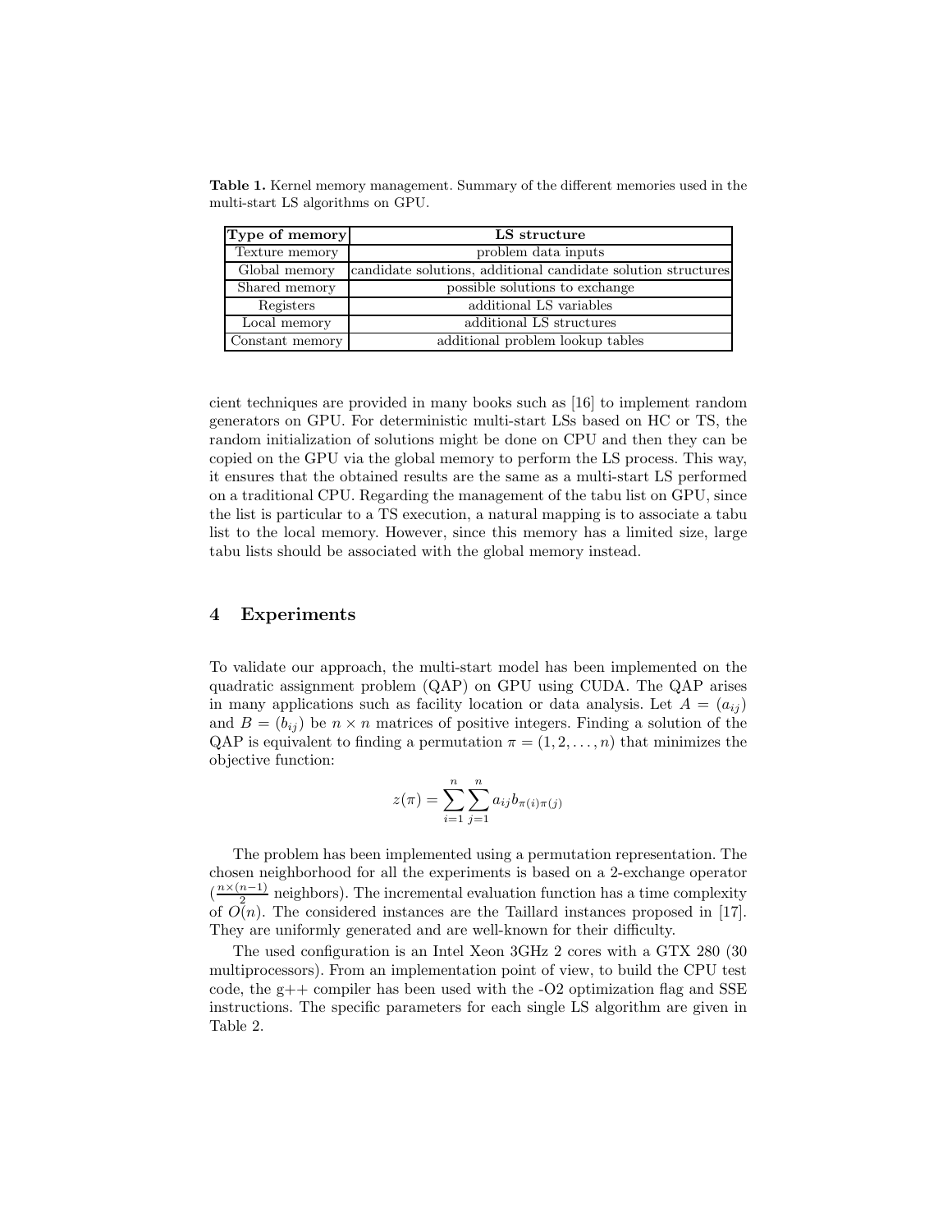**Table 1.** Kernel memory management. Summary of the different memories used in the multi-start LS algorithms on GPU.

| Type of memory | LS structure |
|---|---|
| Texture memory | problem data inputs |
| Global memory | candidate solutions, additional candidate solution structures |
| Shared memory | possible solutions to exchange |
| Registers | additional LS variables |
| Local memory | additional LS structures |
| Constant memory | additional problem lookup tables |

cient techniques are provided in many books such as [16] to implement random generators on GPU. For deterministic multi-start LSs based on HC or TS, the random initialization of solutions might be done on CPU and then they can be copied on the GPU via the global memory to perform the LS process. This way, it ensures that the obtained results are the same as a multi-start LS performed on a traditional CPU. Regarding the management of the tabu list on GPU, since the list is particular to a TS execution, a natural mapping is to associate a tabu list to the local memory. However, since this memory has a limited size, large tabu lists should be associated with the global memory instead.

## 4 Experiments

To validate our approach, the multi-start model has been implemented on the quadratic assignment problem (QAP) on GPU using CUDA. The QAP arises in many applications such as facility location or data analysis. Let $A = (a_{ij})$ and $B = (b_{ij})$ be $n \times n$ matrices of positive integers. Finding a solution of the QAP is equivalent to finding a permutation $\pi = (1, 2, \ldots, n)$ that minimizes the objective function:

$$z(\pi) = \sum_{i=1}^{n} \sum_{j=1}^{n} a_{ij} b_{\pi(i)\pi(j)}$$

The problem has been implemented using a permutation representation. The chosen neighborhood for all the experiments is based on a 2-exchange operator ($\frac{n \times (n-1)}{2}$ neighbors). The incremental evaluation function has a time complexity of $O(n)$. The considered instances are the Taillard instances proposed in [17]. They are uniformly generated and are well-known for their difficulty.

The used configuration is an Intel Xeon 3GHz 2 cores with a GTX 280 (30 multiprocessors). From an implementation point of view, to build the CPU test code, the g++ compiler has been used with the -O2 optimization flag and SSE instructions. The specific parameters for each single LS algorithm are given in Table 2.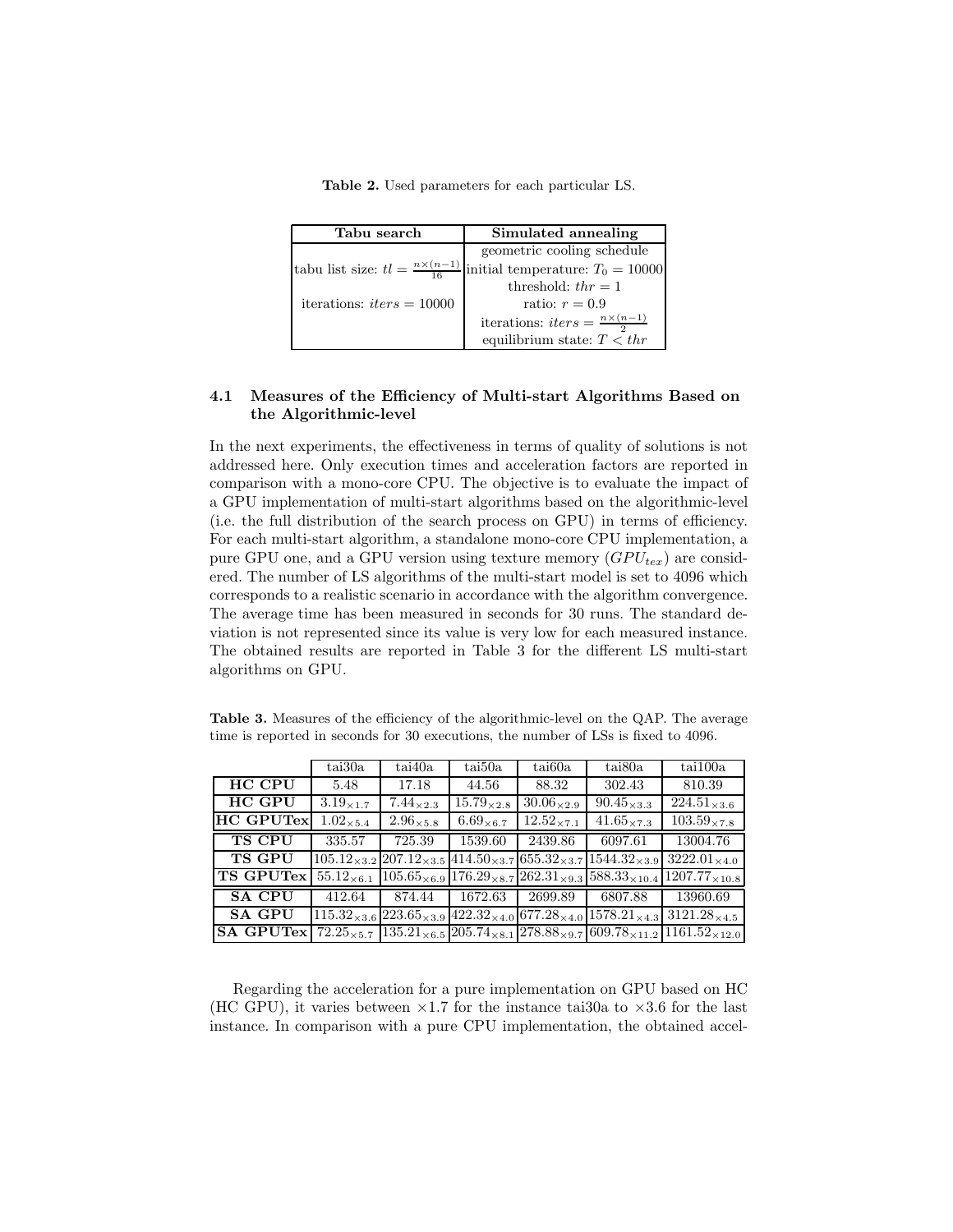**Table 2.** Used parameters for each particular LS.

| Tabu search | Simulated annealing |
|---|---|
|  | geometric cooling schedule |
| tabu list size: $tl = \frac{n\times(n-1)}{16}$ | initial temperature: $T_0 = 10000$ |
|  | threshold: $thr = 1$ |
| iterations: $iters = 10000$ | ratio: $r = 0.9$ |
|  | iterations: $iters = \frac{n\times(n-1)}{2}$ |
|  | equilibrium state: $T < thr$ |

### 4.1 Measures of the Efficiency of Multi-start Algorithms Based on the Algorithmic-level

In the next experiments, the effectiveness in terms of quality of solutions is not addressed here. Only execution times and acceleration factors are reported in comparison with a mono-core CPU. The objective is to evaluate the impact of a GPU implementation of multi-start algorithms based on the algorithmic-level (i.e. the full distribution of the search process on GPU) in terms of efficiency. For each multi-start algorithm, a standalone mono-core CPU implementation, a pure GPU one, and a GPU version using texture memory ($GPU_{tex}$) are considered. The number of LS algorithms of the multi-start model is set to 4096 which corresponds to a realistic scenario in accordance with the algorithm convergence. The average time has been measured in seconds for 30 runs. The standard deviation is not represented since its value is very low for each measured instance. The obtained results are reported in Table 3 for the different LS multi-start algorithms on GPU.

**Table 3.** Measures of the efficiency of the algorithmic-level on the QAP. The average time is reported in seconds for 30 executions, the number of LSs is fixed to 4096.

|  | tai30a | tai40a | tai50a | tai60a | tai80a | tai100a |
|---|---|---|---|---|---|---|
| **HC CPU** | 5.48 | 17.18 | 44.56 | 88.32 | 302.43 | 810.39 |
| **HC GPU** | $3.19_{\times 1.7}$ | $7.44_{\times 2.3}$ | $15.79_{\times 2.8}$ | $30.06_{\times 2.9}$ | $90.45_{\times 3.3}$ | $224.51_{\times 3.6}$ |
| **HC GPUTex** | $1.02_{\times 5.4}$ | $2.96_{\times 5.8}$ | $6.69_{\times 6.7}$ | $12.52_{\times 7.1}$ | $41.65_{\times 7.3}$ | $103.59_{\times 7.8}$ |
| **TS CPU** | 335.57 | 725.39 | 1539.60 | 2439.86 | 6097.61 | 13004.76 |
| **TS GPU** | $105.12_{\times 3.2}$ | $207.12_{\times 3.5}$ | $414.50_{\times 3.7}$ | $655.32_{\times 3.7}$ | $1544.32_{\times 3.9}$ | $3222.01_{\times 4.0}$ |
| **TS GPUTex** | $55.12_{\times 6.1}$ | $105.65_{\times 6.9}$ | $176.29_{\times 8.7}$ | $262.31_{\times 9.3}$ | $588.33_{\times 10.4}$ | $1207.77_{\times 10.8}$ |
| **SA CPU** | 412.64 | 874.44 | 1672.63 | 2699.89 | 6807.88 | 13960.69 |
| **SA GPU** | $115.32_{\times 3.6}$ | $223.65_{\times 3.9}$ | $422.32_{\times 4.0}$ | $677.28_{\times 4.0}$ | $1578.21_{\times 4.3}$ | $3121.28_{\times 4.5}$ |
| **SA GPUTex** | $72.25_{\times 5.7}$ | $135.21_{\times 6.5}$ | $205.74_{\times 8.1}$ | $278.88_{\times 9.7}$ | $609.78_{\times 11.2}$ | $1161.52_{\times 12.0}$ |

Regarding the acceleration for a pure implementation on GPU based on HC (HC GPU), it varies between $\times 1.7$ for the instance tai30a to $\times 3.6$ for the last instance. In comparison with a pure CPU implementation, the obtained accel-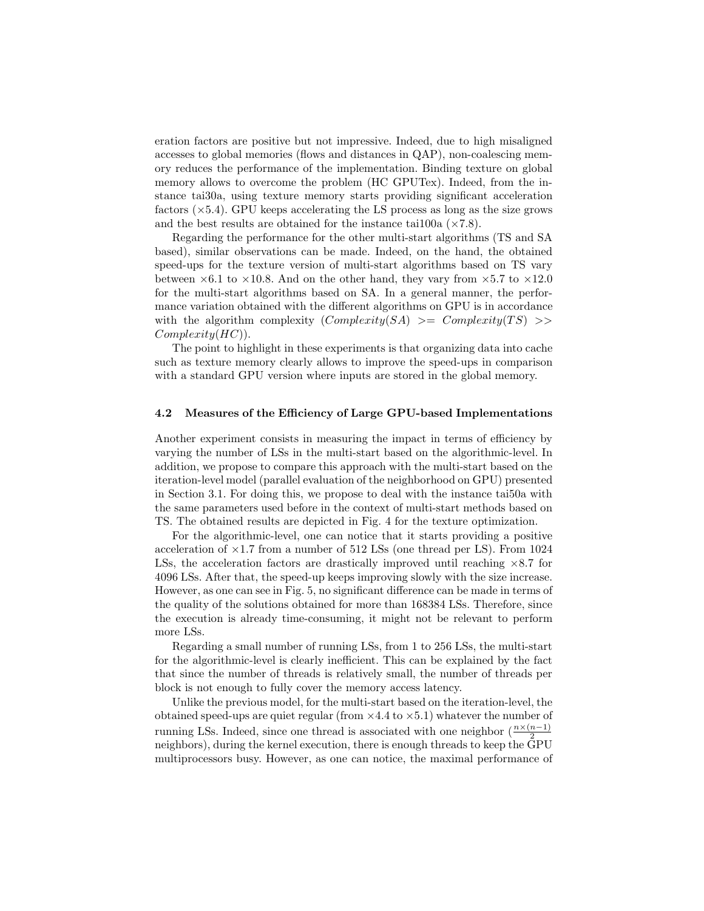eration factors are positive but not impressive. Indeed, due to high misaligned accesses to global memories (flows and distances in QAP), non-coalescing memory reduces the performance of the implementation. Binding texture on global memory allows to overcome the problem (HC GPUTex). Indeed, from the instance tai30a, using texture memory starts providing significant acceleration factors (×5.4). GPU keeps accelerating the LS process as long as the size grows and the best results are obtained for the instance tai100a (×7.8).

Regarding the performance for the other multi-start algorithms (TS and SA based), similar observations can be made. Indeed, on the hand, the obtained speed-ups for the texture version of multi-start algorithms based on TS vary between ×6.1 to ×10.8. And on the other hand, they vary from ×5.7 to ×12.0 for the multi-start algorithms based on SA. In a general manner, the performance variation obtained with the different algorithms on GPU is in accordance with the algorithm complexity ($Complexity(SA)$ $>=$ $Complexity(TS)$ $>>$ $Complexity(HC)$).

The point to highlight in these experiments is that organizing data into cache such as texture memory clearly allows to improve the speed-ups in comparison with a standard GPU version where inputs are stored in the global memory.

### 4.2 Measures of the Efficiency of Large GPU-based Implementations

Another experiment consists in measuring the impact in terms of efficiency by varying the number of LSs in the multi-start based on the algorithmic-level. In addition, we propose to compare this approach with the multi-start based on the iteration-level model (parallel evaluation of the neighborhood on GPU) presented in Section 3.1. For doing this, we propose to deal with the instance tai50a with the same parameters used before in the context of multi-start methods based on TS. The obtained results are depicted in Fig. 4 for the texture optimization.

For the algorithmic-level, one can notice that it starts providing a positive acceleration of ×1.7 from a number of 512 LSs (one thread per LS). From 1024 LSs, the acceleration factors are drastically improved until reaching ×8.7 for 4096 LSs. After that, the speed-up keeps improving slowly with the size increase. However, as one can see in Fig. 5, no significant difference can be made in terms of the quality of the solutions obtained for more than 168384 LSs. Therefore, since the execution is already time-consuming, it might not be relevant to perform more LSs.

Regarding a small number of running LSs, from 1 to 256 LSs, the multi-start for the algorithmic-level is clearly inefficient. This can be explained by the fact that since the number of threads is relatively small, the number of threads per block is not enough to fully cover the memory access latency.

Unlike the previous model, for the multi-start based on the iteration-level, the obtained speed-ups are quiet regular (from ×4.4 to ×5.1) whatever the number of running LSs. Indeed, since one thread is associated with one neighbor ($\frac{n\times(n-1)}{2}$ neighbors), during the kernel execution, there is enough threads to keep the GPU multiprocessors busy. However, as one can notice, the maximal performance of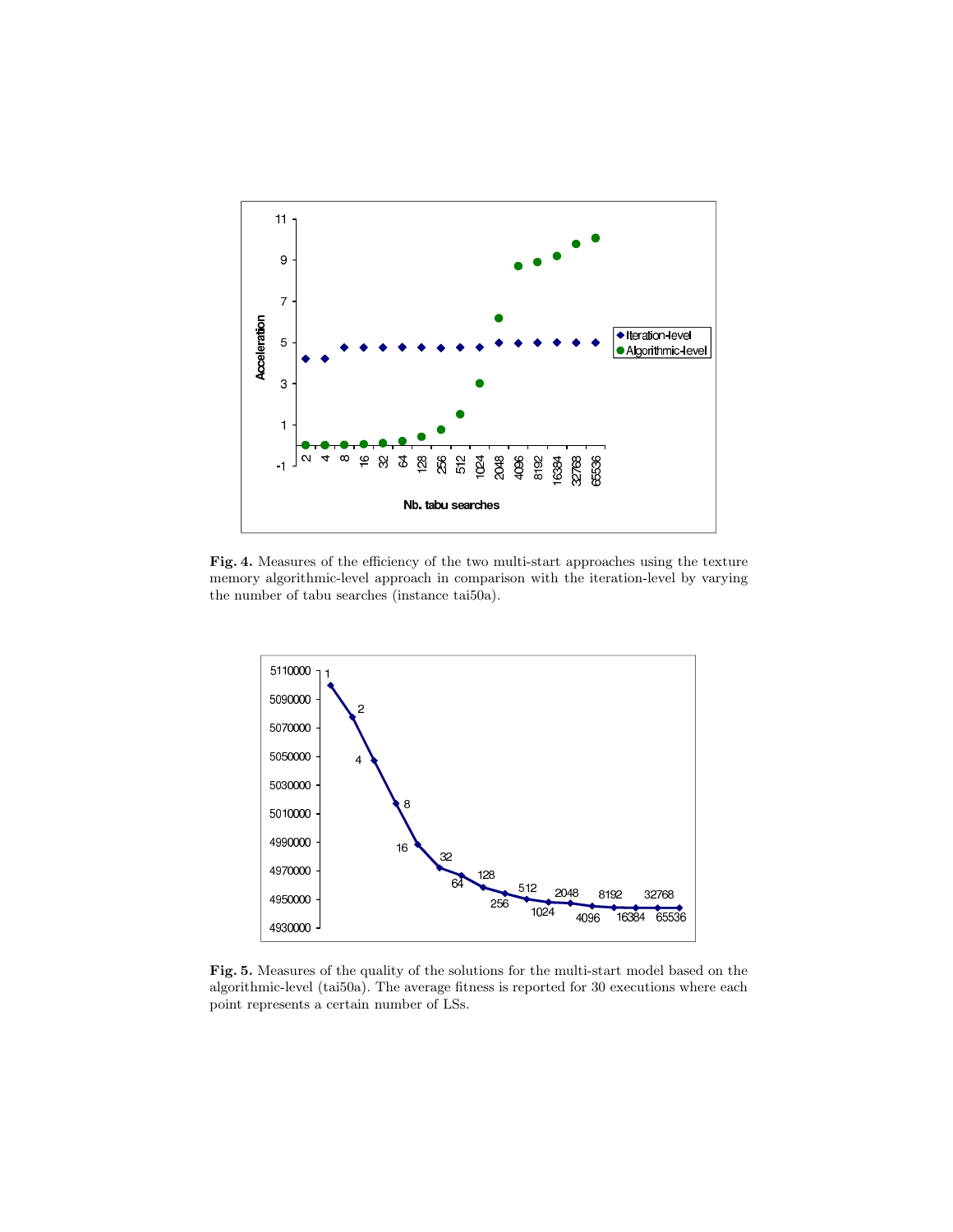**Fig. 4.** Measures of the efficiency of the two multi-start approaches using the texture memory algorithmic-level approach in comparison with the iteration-level by varying the number of tabu searches (instance tai50a).

**Fig. 5.** Measures of the quality of the solutions for the multi-start model based on the algorithmic-level (tai50a). The average fitness is reported for 30 executions where each point represents a certain number of LSs.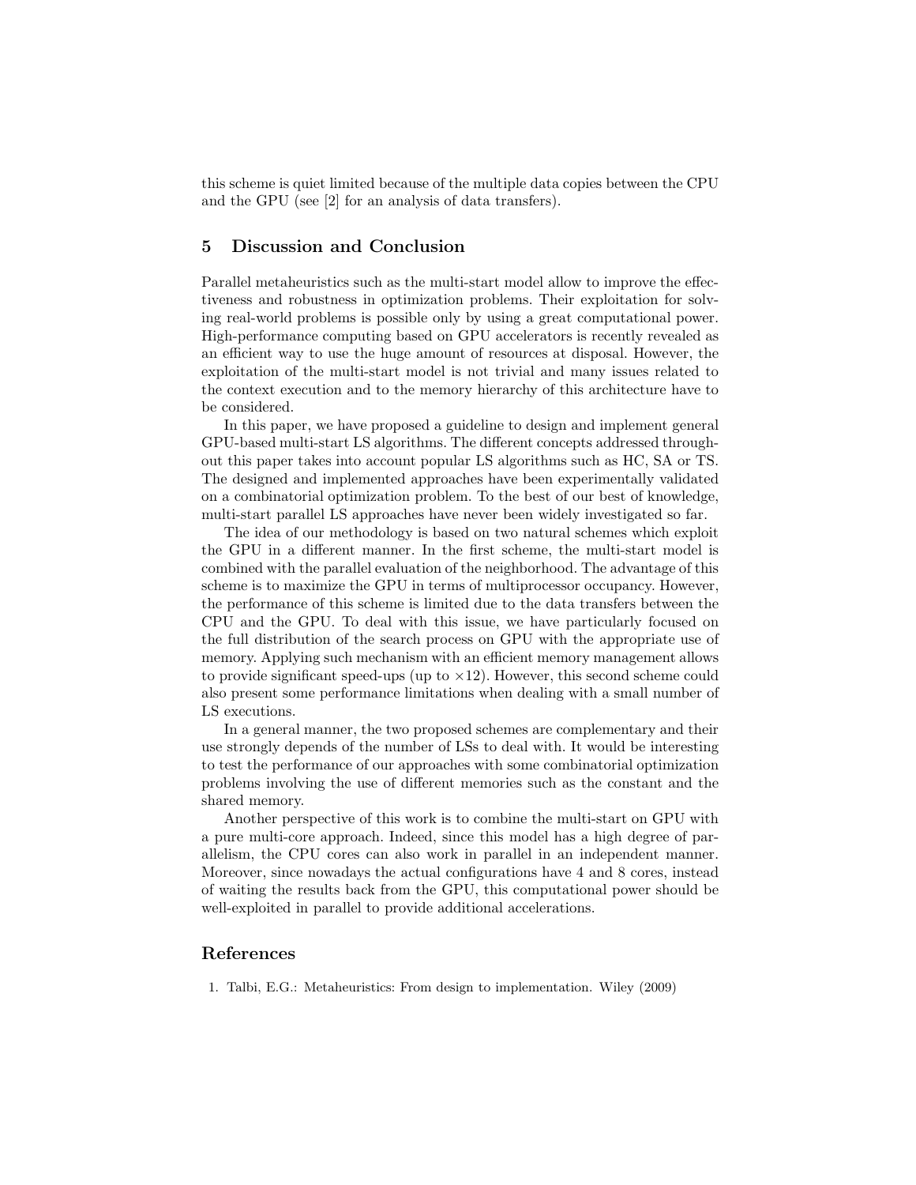this scheme is quiet limited because of the multiple data copies between the CPU and the GPU (see [2] for an analysis of data transfers).

## 5 Discussion and Conclusion

Parallel metaheuristics such as the multi-start model allow to improve the effectiveness and robustness in optimization problems. Their exploitation for solving real-world problems is possible only by using a great computational power. High-performance computing based on GPU accelerators is recently revealed as an efficient way to use the huge amount of resources at disposal. However, the exploitation of the multi-start model is not trivial and many issues related to the context execution and to the memory hierarchy of this architecture have to be considered.

In this paper, we have proposed a guideline to design and implement general GPU-based multi-start LS algorithms. The different concepts addressed throughout this paper takes into account popular LS algorithms such as HC, SA or TS. The designed and implemented approaches have been experimentally validated on a combinatorial optimization problem. To the best of our best of knowledge, multi-start parallel LS approaches have never been widely investigated so far.

The idea of our methodology is based on two natural schemes which exploit the GPU in a different manner. In the first scheme, the multi-start model is combined with the parallel evaluation of the neighborhood. The advantage of this scheme is to maximize the GPU in terms of multiprocessor occupancy. However, the performance of this scheme is limited due to the data transfers between the CPU and the GPU. To deal with this issue, we have particularly focused on the full distribution of the search process on GPU with the appropriate use of memory. Applying such mechanism with an efficient memory management allows to provide significant speed-ups (up to $\times 12$). However, this second scheme could also present some performance limitations when dealing with a small number of LS executions.

In a general manner, the two proposed schemes are complementary and their use strongly depends of the number of LSs to deal with. It would be interesting to test the performance of our approaches with some combinatorial optimization problems involving the use of different memories such as the constant and the shared memory.

Another perspective of this work is to combine the multi-start on GPU with a pure multi-core approach. Indeed, since this model has a high degree of parallelism, the CPU cores can also work in parallel in an independent manner. Moreover, since nowadays the actual configurations have 4 and 8 cores, instead of waiting the results back from the GPU, this computational power should be well-exploited in parallel to provide additional accelerations.

## References

1. Talbi, E.G.: Metaheuristics: From design to implementation. Wiley (2009)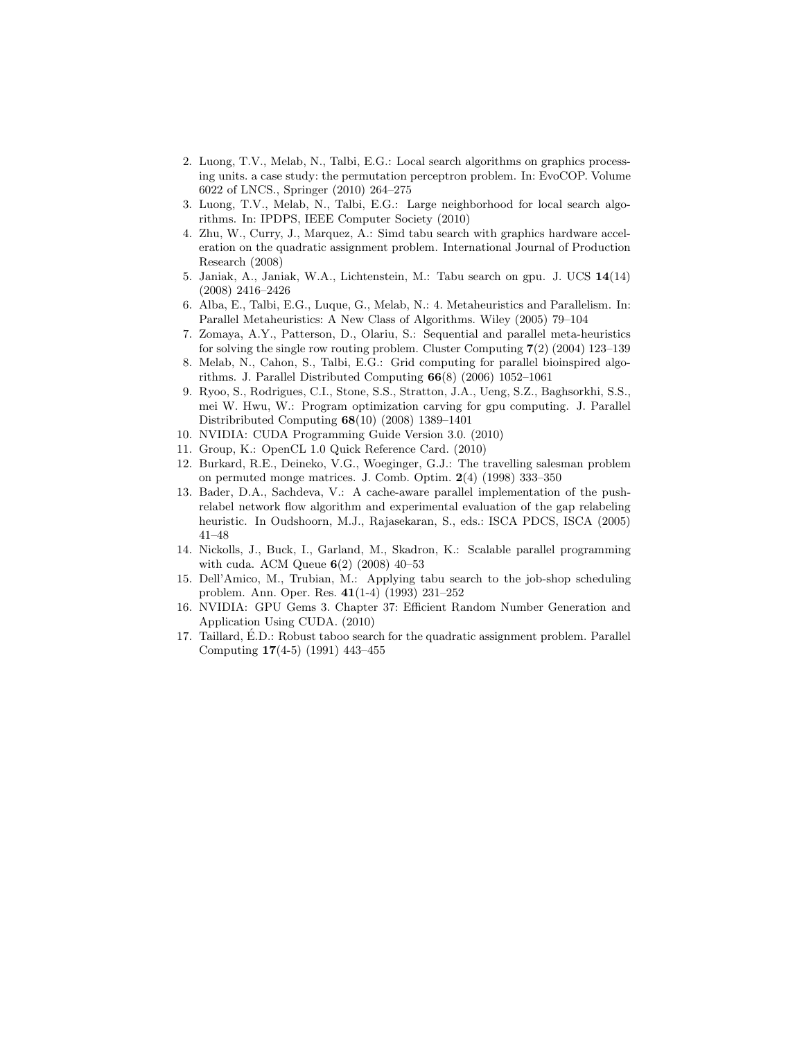2. Luong, T.V., Melab, N., Talbi, E.G.: Local search algorithms on graphics processing units. a case study: the permutation perceptron problem. In: EvoCOP. Volume 6022 of LNCS., Springer (2010) 264–275
3. Luong, T.V., Melab, N., Talbi, E.G.: Large neighborhood for local search algorithms. In: IPDPS, IEEE Computer Society (2010)
4. Zhu, W., Curry, J., Marquez, A.: Simd tabu search with graphics hardware acceleration on the quadratic assignment problem. International Journal of Production Research (2008)
5. Janiak, A., Janiak, W.A., Lichtenstein, M.: Tabu search on gpu. J. UCS **14**(14) (2008) 2416–2426
6. Alba, E., Talbi, E.G., Luque, G., Melab, N.: 4. Metaheuristics and Parallelism. In: Parallel Metaheuristics: A New Class of Algorithms. Wiley (2005) 79–104
7. Zomaya, A.Y., Patterson, D., Olariu, S.: Sequential and parallel meta-heuristics for solving the single row routing problem. Cluster Computing **7**(2) (2004) 123–139
8. Melab, N., Cahon, S., Talbi, E.G.: Grid computing for parallel bioinspired algorithms. J. Parallel Distributed Computing **66**(8) (2006) 1052–1061
9. Ryoo, S., Rodrigues, C.I., Stone, S.S., Stratton, J.A., Ueng, S.Z., Baghsorkhi, S.S., mei W. Hwu, W.: Program optimization carving for gpu computing. J. Parallel Distribributed Computing **68**(10) (2008) 1389–1401
10. NVIDIA: CUDA Programming Guide Version 3.0. (2010)
11. Group, K.: OpenCL 1.0 Quick Reference Card. (2010)
12. Burkard, R.E., Deineko, V.G., Woeginger, G.J.: The travelling salesman problem on permuted monge matrices. J. Comb. Optim. **2**(4) (1998) 333–350
13. Bader, D.A., Sachdeva, V.: A cache-aware parallel implementation of the push-relabel network flow algorithm and experimental evaluation of the gap relabeling heuristic. In Oudshoorn, M.J., Rajasekaran, S., eds.: ISCA PDCS, ISCA (2005) 41–48
14. Nickolls, J., Buck, I., Garland, M., Skadron, K.: Scalable parallel programming with cuda. ACM Queue **6**(2) (2008) 40–53
15. Dell'Amico, M., Trubian, M.: Applying tabu search to the job-shop scheduling problem. Ann. Oper. Res. **41**(1-4) (1993) 231–252
16. NVIDIA: GPU Gems 3. Chapter 37: Efficient Random Number Generation and Application Using CUDA. (2010)
17. Taillard, É.D.: Robust taboo search for the quadratic assignment problem. Parallel Computing **17**(4-5) (1991) 443–455